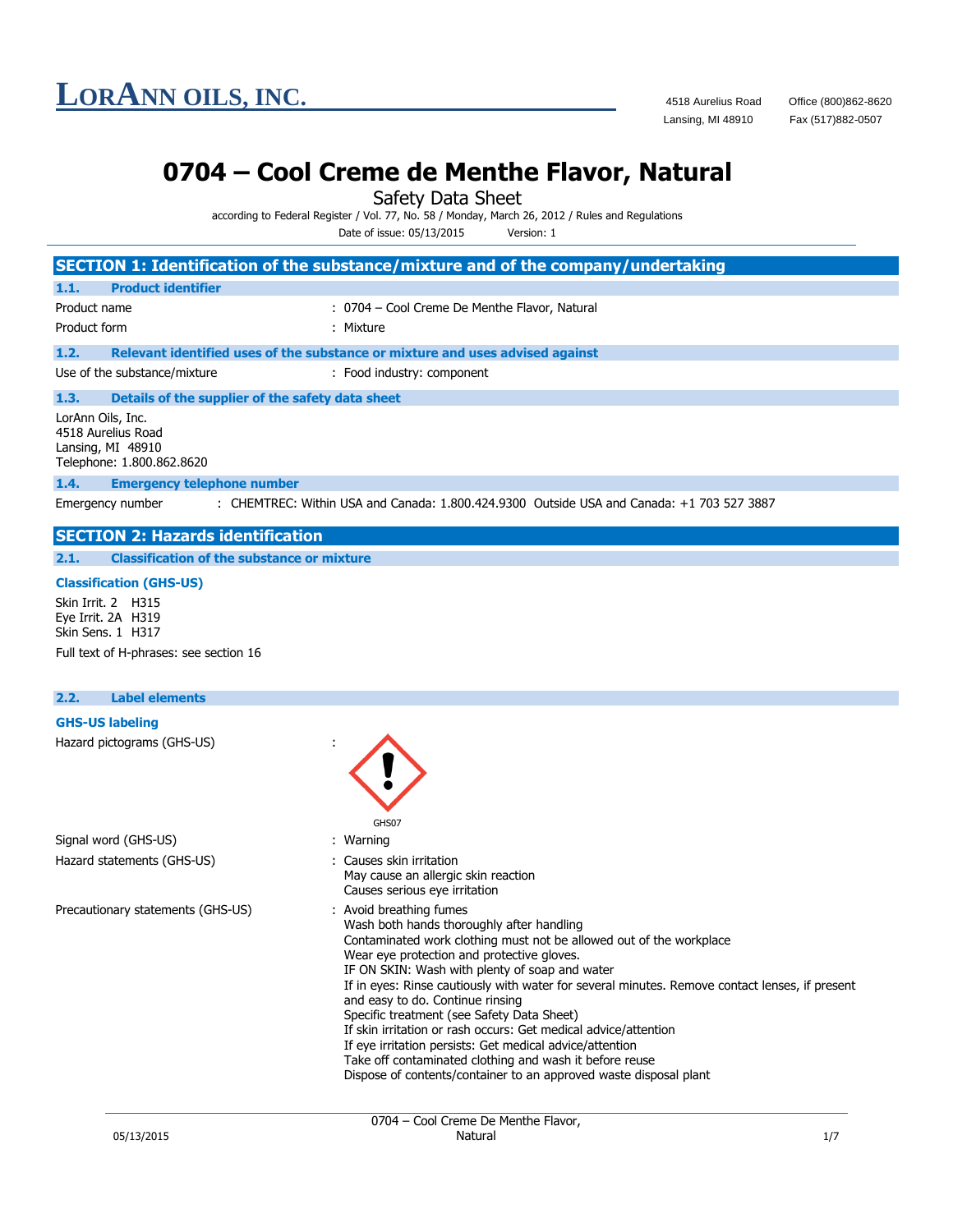# LORANN OILS, INC.

4518 Aurelius Road
Lansing, MI 48910

Office (800)862-8620
Fax (517)882-0507

# 0704 – Cool Creme de Menthe Flavor, Natural

Safety Data Sheet

according to Federal Register / Vol. 77, No. 58 / Monday, March 26, 2012 / Rules and Regulations

Date of issue: 05/13/2015 Version: 1

## SECTION 1: Identification of the substance/mixture and of the company/undertaking

### 1.1. Product identifier

Product name : 0704 – Cool Creme De Menthe Flavor, Natural

Product form : Mixture

### 1.2. Relevant identified uses of the substance or mixture and uses advised against

Use of the substance/mixture : Food industry: component

### 1.3. Details of the supplier of the safety data sheet

LorAnn Oils, Inc.
4518 Aurelius Road
Lansing, MI 48910
Telephone: 1.800.862.8620

### 1.4. Emergency telephone number

Emergency number : CHEMTREC: Within USA and Canada: 1.800.424.9300 Outside USA and Canada: +1 703 527 3887

## SECTION 2: Hazards identification

### 2.1. Classification of the substance or mixture

**Classification (GHS-US)**

Skin Irrit. 2 H315
Eye Irrit. 2A H319
Skin Sens. 1 H317

Full text of H-phrases: see section 16

### 2.2. Label elements

**GHS-US labeling**

Hazard pictograms (GHS-US) :

GHS07

Signal word (GHS-US) : Warning

Hazard statements (GHS-US) : Causes skin irritation
May cause an allergic skin reaction
Causes serious eye irritation

Precautionary statements (GHS-US) : Avoid breathing fumes
Wash both hands thoroughly after handling
Contaminated work clothing must not be allowed out of the workplace
Wear eye protection and protective gloves.
IF ON SKIN: Wash with plenty of soap and water
If in eyes: Rinse cautiously with water for several minutes. Remove contact lenses, if present and easy to do. Continue rinsing
Specific treatment (see Safety Data Sheet)
If skin irritation or rash occurs: Get medical advice/attention
If eye irritation persists: Get medical advice/attention
Take off contaminated clothing and wash it before reuse
Dispose of contents/container to an approved waste disposal plant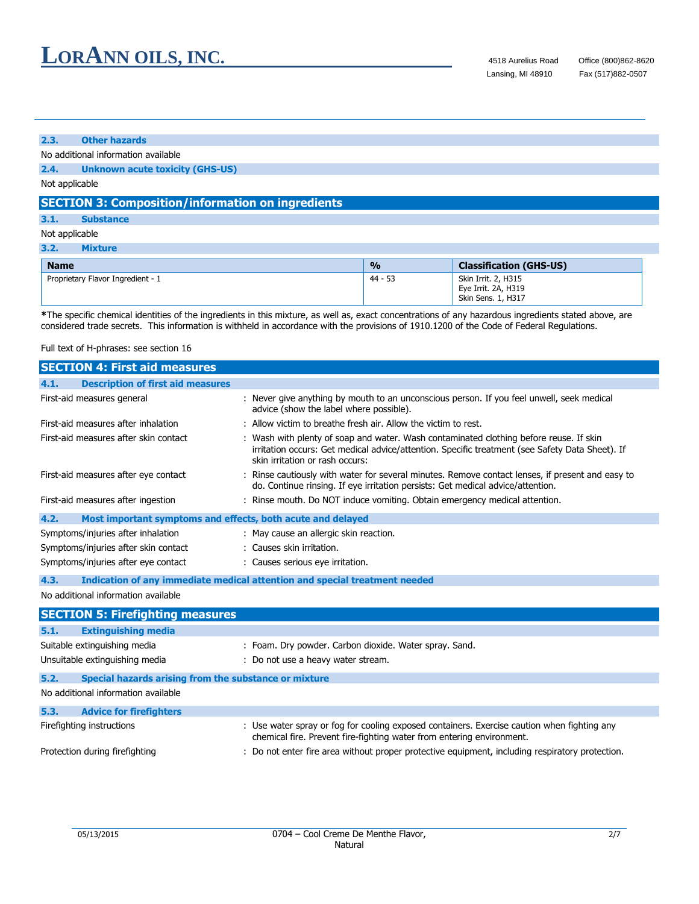### 2.3. Other hazards

No additional information available

### 2.4. Unknown acute toxicity (GHS-US)

Not applicable

## SECTION 3: Composition/information on ingredients

### 3.1. Substance

Not applicable

### 3.2. Mixture

| Name | % | Classification (GHS-US) |
|---|---|---|
| Proprietary Flavor Ingredient - 1 | 44 - 53 | Skin Irrit. 2, H315<br>Eye Irrit. 2A, H319<br>Skin Sens. 1, H317 |

*The specific chemical identities of the ingredients in this mixture, as well as, exact concentrations of any hazardous ingredients stated above, are considered trade secrets. This information is withheld in accordance with the provisions of 1910.1200 of the Code of Federal Regulations.

Full text of H-phrases: see section 16

## SECTION 4: First aid measures

### 4.1. Description of first aid measures

First-aid measures general : Never give anything by mouth to an unconscious person. If you feel unwell, seek medical advice (show the label where possible).

First-aid measures after inhalation : Allow victim to breathe fresh air. Allow the victim to rest.

First-aid measures after skin contact : Wash with plenty of soap and water. Wash contaminated clothing before reuse. If skin irritation occurs: Get medical advice/attention. Specific treatment (see Safety Data Sheet). If skin irritation or rash occurs:

First-aid measures after eye contact : Rinse cautiously with water for several minutes. Remove contact lenses, if present and easy to do. Continue rinsing. If eye irritation persists: Get medical advice/attention.

First-aid measures after ingestion : Rinse mouth. Do NOT induce vomiting. Obtain emergency medical attention.

### 4.2. Most important symptoms and effects, both acute and delayed

Symptoms/injuries after inhalation : May cause an allergic skin reaction.

Symptoms/injuries after skin contact : Causes skin irritation.

Symptoms/injuries after eye contact : Causes serious eye irritation.

### 4.3. Indication of any immediate medical attention and special treatment needed

No additional information available

## SECTION 5: Firefighting measures

### 5.1. Extinguishing media

Suitable extinguishing media : Foam. Dry powder. Carbon dioxide. Water spray. Sand.

Unsuitable extinguishing media : Do not use a heavy water stream.

### 5.2. Special hazards arising from the substance or mixture

No additional information available

### 5.3. Advice for firefighters

Firefighting instructions : Use water spray or fog for cooling exposed containers. Exercise caution when fighting any chemical fire. Prevent fire-fighting water from entering environment.

Protection during firefighting : Do not enter fire area without proper protective equipment, including respiratory protection.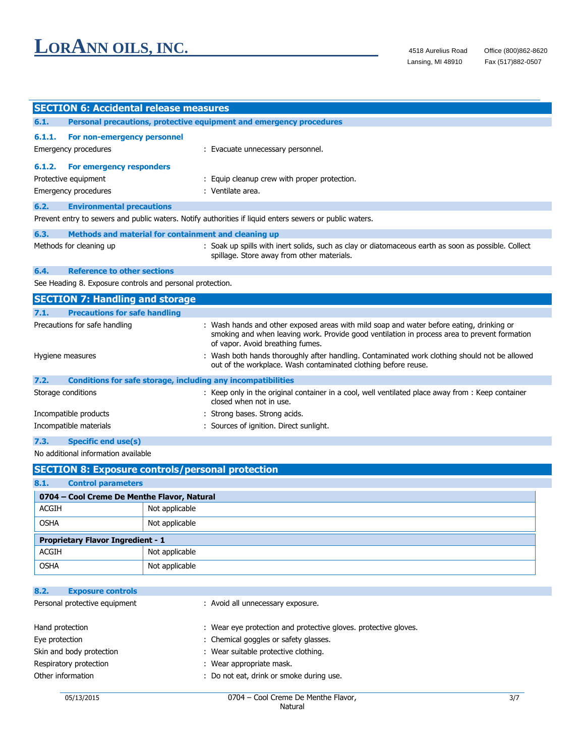## SECTION 6: Accidental release measures

### 6.1. Personal precautions, protective equipment and emergency procedures

#### 6.1.1. For non-emergency personnel

Emergency procedures : Evacuate unnecessary personnel.

#### 6.1.2. For emergency responders

Protective equipment : Equip cleanup crew with proper protection.

Emergency procedures : Ventilate area.

### 6.2. Environmental precautions

Prevent entry to sewers and public waters. Notify authorities if liquid enters sewers or public waters.

### 6.3. Methods and material for containment and cleaning up

Methods for cleaning up : Soak up spills with inert solids, such as clay or diatomaceous earth as soon as possible. Collect spillage. Store away from other materials.

### 6.4. Reference to other sections

See Heading 8. Exposure controls and personal protection.

## SECTION 7: Handling and storage

### 7.1. Precautions for safe handling

Precautions for safe handling : Wash hands and other exposed areas with mild soap and water before eating, drinking or smoking and when leaving work. Provide good ventilation in process area to prevent formation of vapor. Avoid breathing fumes.

Hygiene measures : Wash both hands thoroughly after handling. Contaminated work clothing should not be allowed out of the workplace. Wash contaminated clothing before reuse.

### 7.2. Conditions for safe storage, including any incompatibilities

Storage conditions : Keep only in the original container in a cool, well ventilated place away from : Keep container closed when not in use.

Incompatible products : Strong bases. Strong acids.

Incompatible materials : Sources of ignition. Direct sunlight.

### 7.3. Specific end use(s)

No additional information available

## SECTION 8: Exposure controls/personal protection

### 8.1. Control parameters

| **0704 – Cool Creme De Menthe Flavor, Natural** | |
|---|---|
| ACGIH | Not applicable |
| OSHA | Not applicable |

| **Proprietary Flavor Ingredient - 1** | |
|---|---|
| ACGIH | Not applicable |
| OSHA | Not applicable |

### 8.2. Exposure controls

Personal protective equipment : Avoid all unnecessary exposure.

Hand protection : Wear eye protection and protective gloves. protective gloves.

Eye protection : Chemical goggles or safety glasses.

Skin and body protection : Wear suitable protective clothing.

Respiratory protection : Wear appropriate mask.

Other information : Do not eat, drink or smoke during use.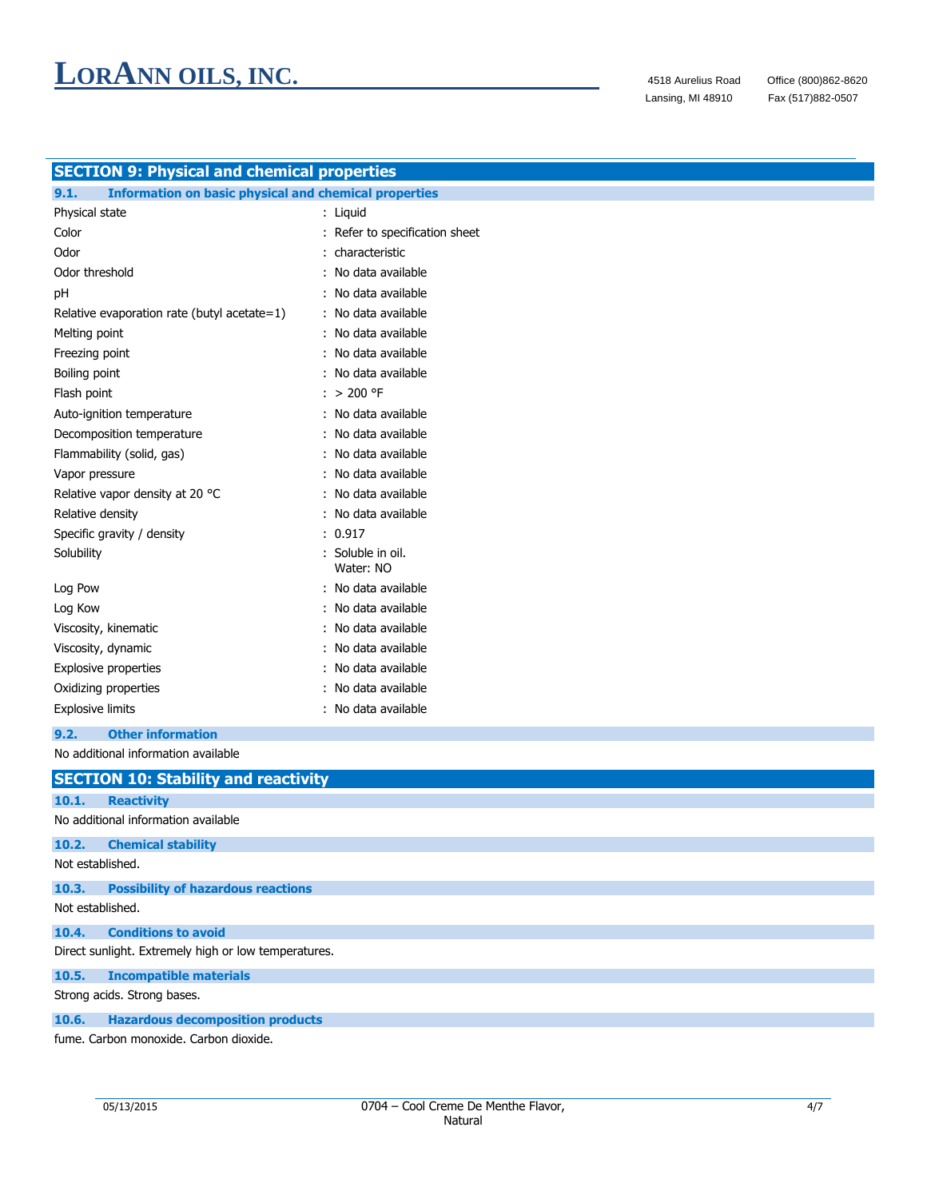## SECTION 9: Physical and chemical properties

### 9.1. Information on basic physical and chemical properties

| | |
|---|---|
| Physical state | : Liquid |
| Color | : Refer to specification sheet |
| Odor | : characteristic |
| Odor threshold | : No data available |
| pH | : No data available |
| Relative evaporation rate (butyl acetate=1) | : No data available |
| Melting point | : No data available |
| Freezing point | : No data available |
| Boiling point | : No data available |
| Flash point | : > 200 °F |
| Auto-ignition temperature | : No data available |
| Decomposition temperature | : No data available |
| Flammability (solid, gas) | : No data available |
| Vapor pressure | : No data available |
| Relative vapor density at 20 °C | : No data available |
| Relative density | : No data available |
| Specific gravity / density | : 0.917 |
| Solubility | : Soluble in oil. Water: NO |
| Log Pow | : No data available |
| Log Kow | : No data available |
| Viscosity, kinematic | : No data available |
| Viscosity, dynamic | : No data available |
| Explosive properties | : No data available |
| Oxidizing properties | : No data available |
| Explosive limits | : No data available |

### 9.2. Other information

No additional information available

## SECTION 10: Stability and reactivity

### 10.1. Reactivity

No additional information available

### 10.2. Chemical stability

Not established.

### 10.3. Possibility of hazardous reactions

Not established.

### 10.4. Conditions to avoid

Direct sunlight. Extremely high or low temperatures.

### 10.5. Incompatible materials

Strong acids. Strong bases.

### 10.6. Hazardous decomposition products

fume. Carbon monoxide. Carbon dioxide.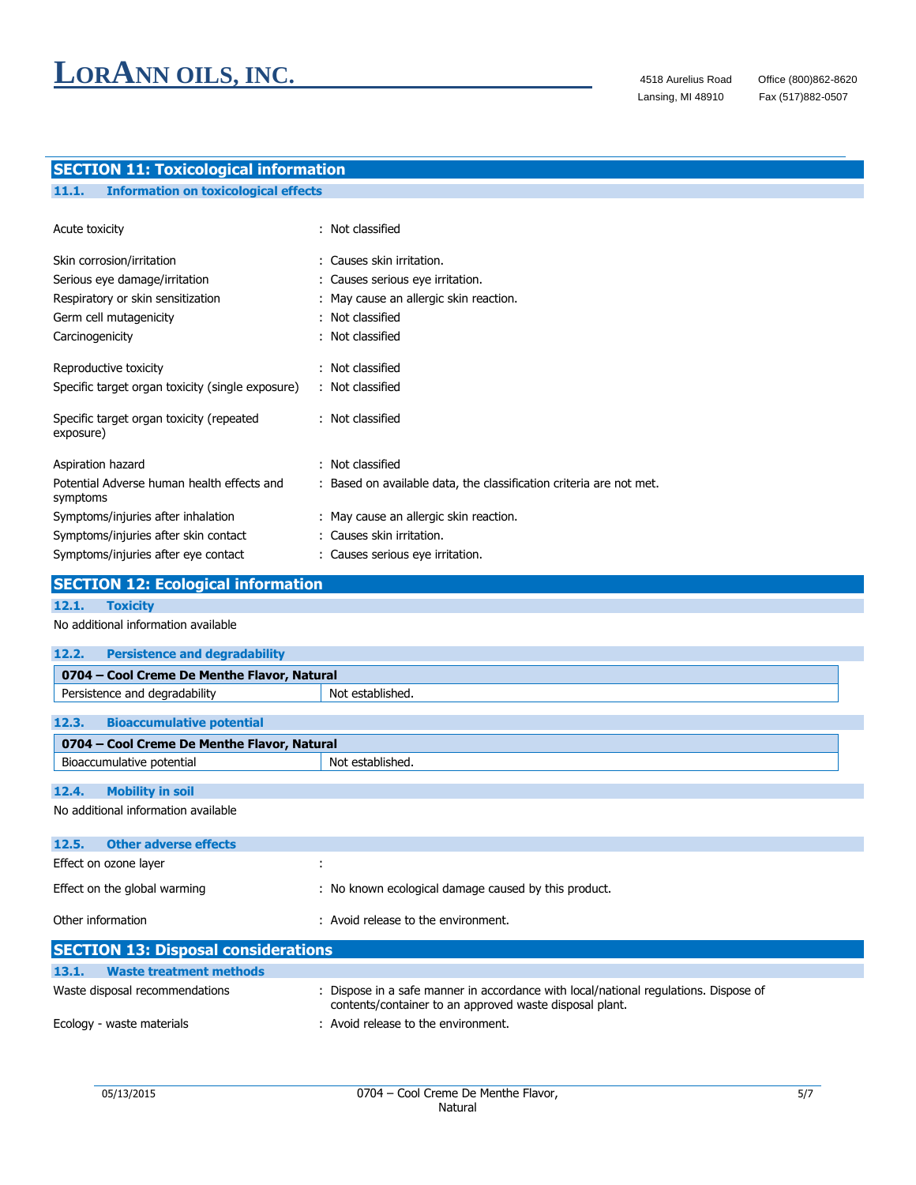## SECTION 11: Toxicological information

### 11.1. Information on toxicological effects

| | |
|---|---|
| Acute toxicity | : Not classified |
| Skin corrosion/irritation | : Causes skin irritation. |
| Serious eye damage/irritation | : Causes serious eye irritation. |
| Respiratory or skin sensitization | : May cause an allergic skin reaction. |
| Germ cell mutagenicity | : Not classified |
| Carcinogenicity | : Not classified |
| Reproductive toxicity | : Not classified |
| Specific target organ toxicity (single exposure) | : Not classified |
| Specific target organ toxicity (repeated exposure) | : Not classified |
| Aspiration hazard | : Not classified |
| Potential Adverse human health effects and symptoms | : Based on available data, the classification criteria are not met. |
| Symptoms/injuries after inhalation | : May cause an allergic skin reaction. |
| Symptoms/injuries after skin contact | : Causes skin irritation. |
| Symptoms/injuries after eye contact | : Causes serious eye irritation. |

## SECTION 12: Ecological information

### 12.1. Toxicity

No additional information available

### 12.2. Persistence and degradability

| 0704 – Cool Creme De Menthe Flavor, Natural | |
|---|---|
| Persistence and degradability | Not established. |

### 12.3. Bioaccumulative potential

| 0704 – Cool Creme De Menthe Flavor, Natural | |
|---|---|
| Bioaccumulative potential | Not established. |

### 12.4. Mobility in soil

No additional information available

### 12.5. Other adverse effects

| | |
|---|---|
| Effect on ozone layer | : |
| Effect on the global warming | : No known ecological damage caused by this product. |
| Other information | : Avoid release to the environment. |

## SECTION 13: Disposal considerations

### 13.1. Waste treatment methods

| | |
|---|---|
| Waste disposal recommendations | : Dispose in a safe manner in accordance with local/national regulations. Dispose of contents/container to an approved waste disposal plant. |
| Ecology - waste materials | : Avoid release to the environment. |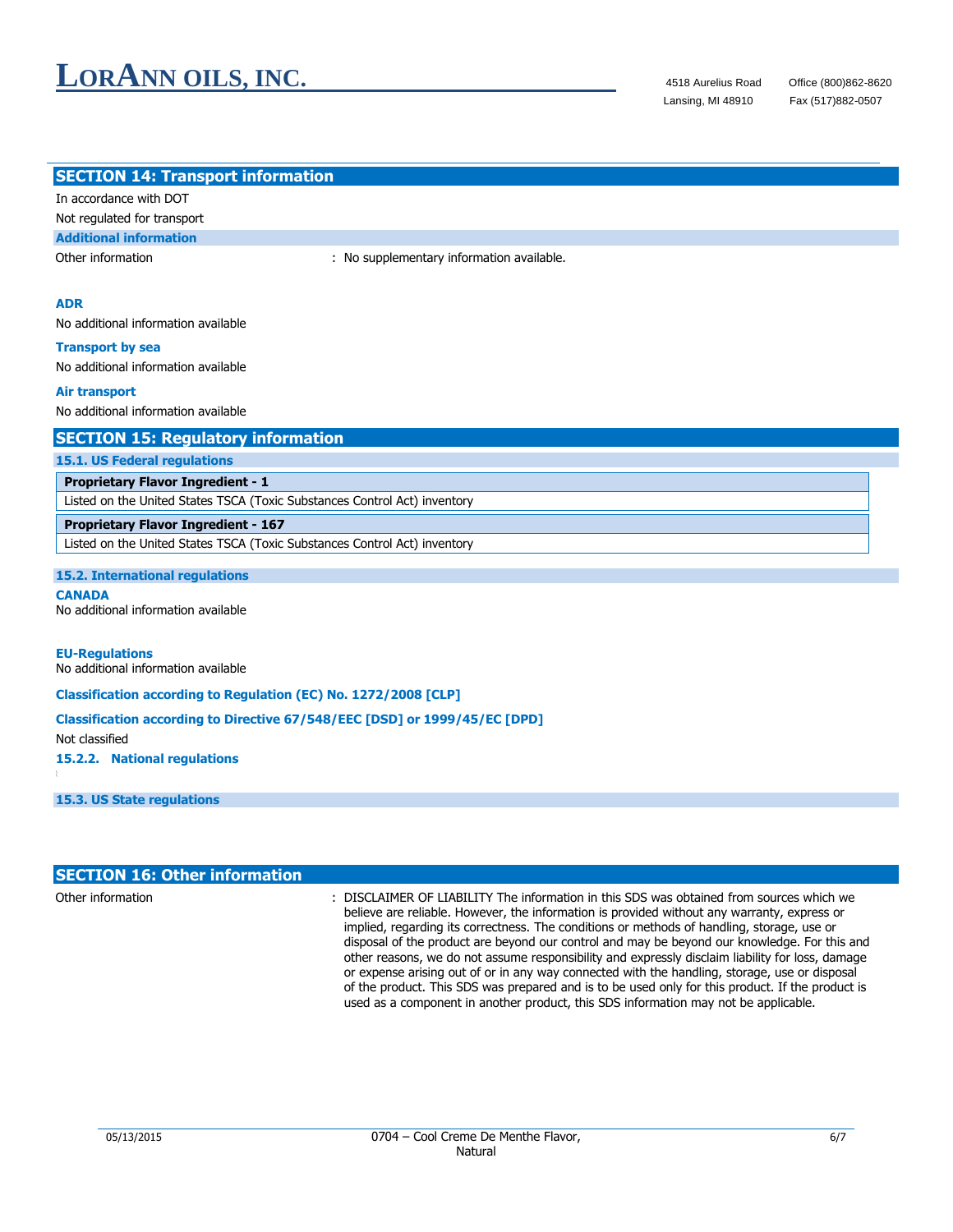## SECTION 14: Transport information

In accordance with DOT

Not regulated for transport

### Additional information

Other information : No supplementary information available.

**ADR**

No additional information available

**Transport by sea**

No additional information available

**Air transport**

No additional information available

## SECTION 15: Regulatory information

### 15.1. US Federal regulations

| Proprietary Flavor Ingredient - 1 |
|---|
| Listed on the United States TSCA (Toxic Substances Control Act) inventory |

| Proprietary Flavor Ingredient - 167 |
|---|
| Listed on the United States TSCA (Toxic Substances Control Act) inventory |

### 15.2. International regulations

**CANADA**

No additional information available

**EU-Regulations**

No additional information available

**Classification according to Regulation (EC) No. 1272/2008 [CLP]**

**Classification according to Directive 67/548/EEC [DSD] or 1999/45/EC [DPD]**

Not classified

**15.2.2. National regulations**

### 15.3. US State regulations

## SECTION 16: Other information

Other information : DISCLAIMER OF LIABILITY The information in this SDS was obtained from sources which we believe are reliable. However, the information is provided without any warranty, express or implied, regarding its correctness. The conditions or methods of handling, storage, use or disposal of the product are beyond our control and may be beyond our knowledge. For this and other reasons, we do not assume responsibility and expressly disclaim liability for loss, damage or expense arising out of or in any way connected with the handling, storage, use or disposal of the product. This SDS was prepared and is to be used only for this product. If the product is used as a component in another product, this SDS information may not be applicable.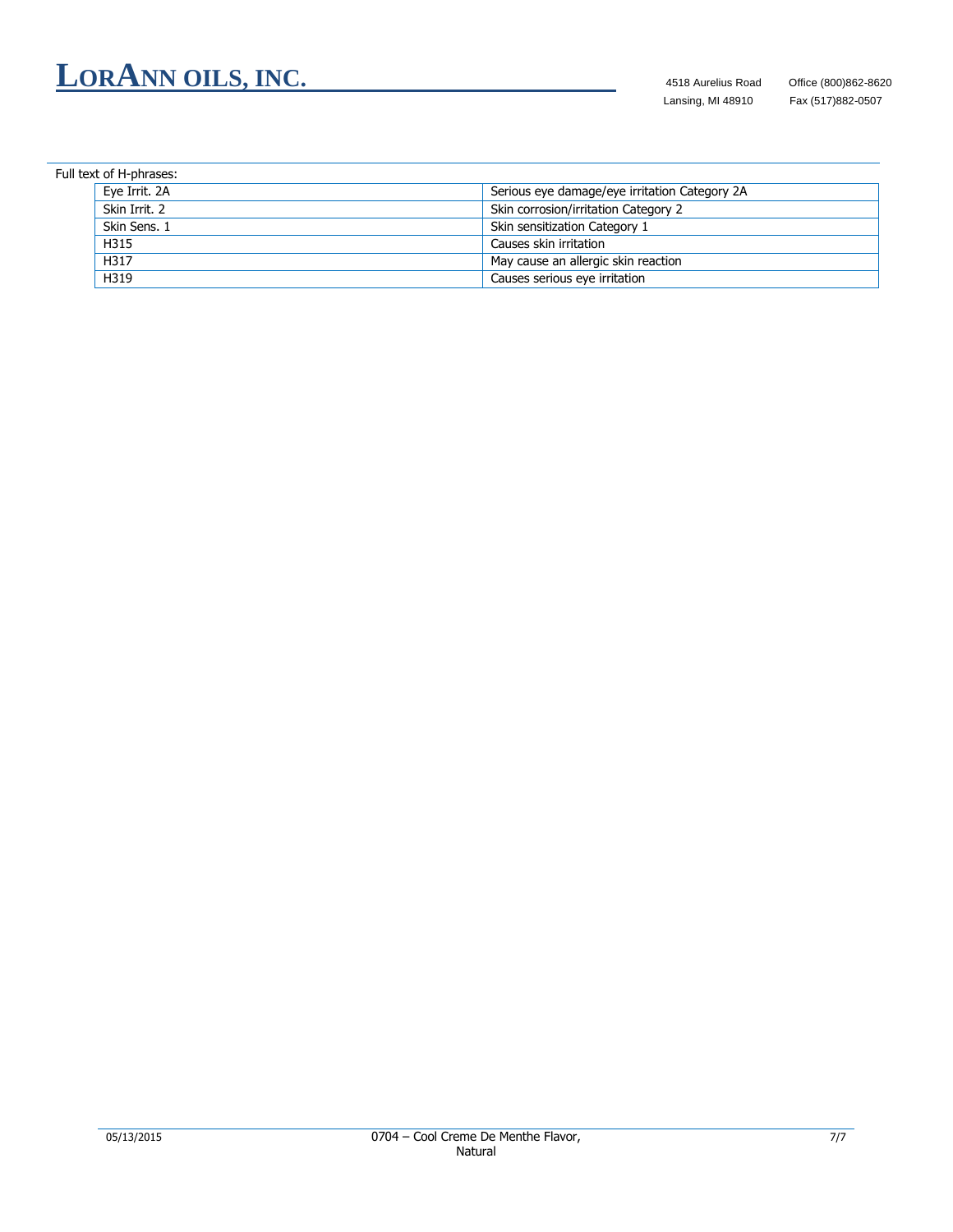Full text of H-phrases:

| | |
|---|---|
| Eye Irrit. 2A | Serious eye damage/eye irritation Category 2A |
| Skin Irrit. 2 | Skin corrosion/irritation Category 2 |
| Skin Sens. 1 | Skin sensitization Category 1 |
| H315 | Causes skin irritation |
| H317 | May cause an allergic skin reaction |
| H319 | Causes serious eye irritation |